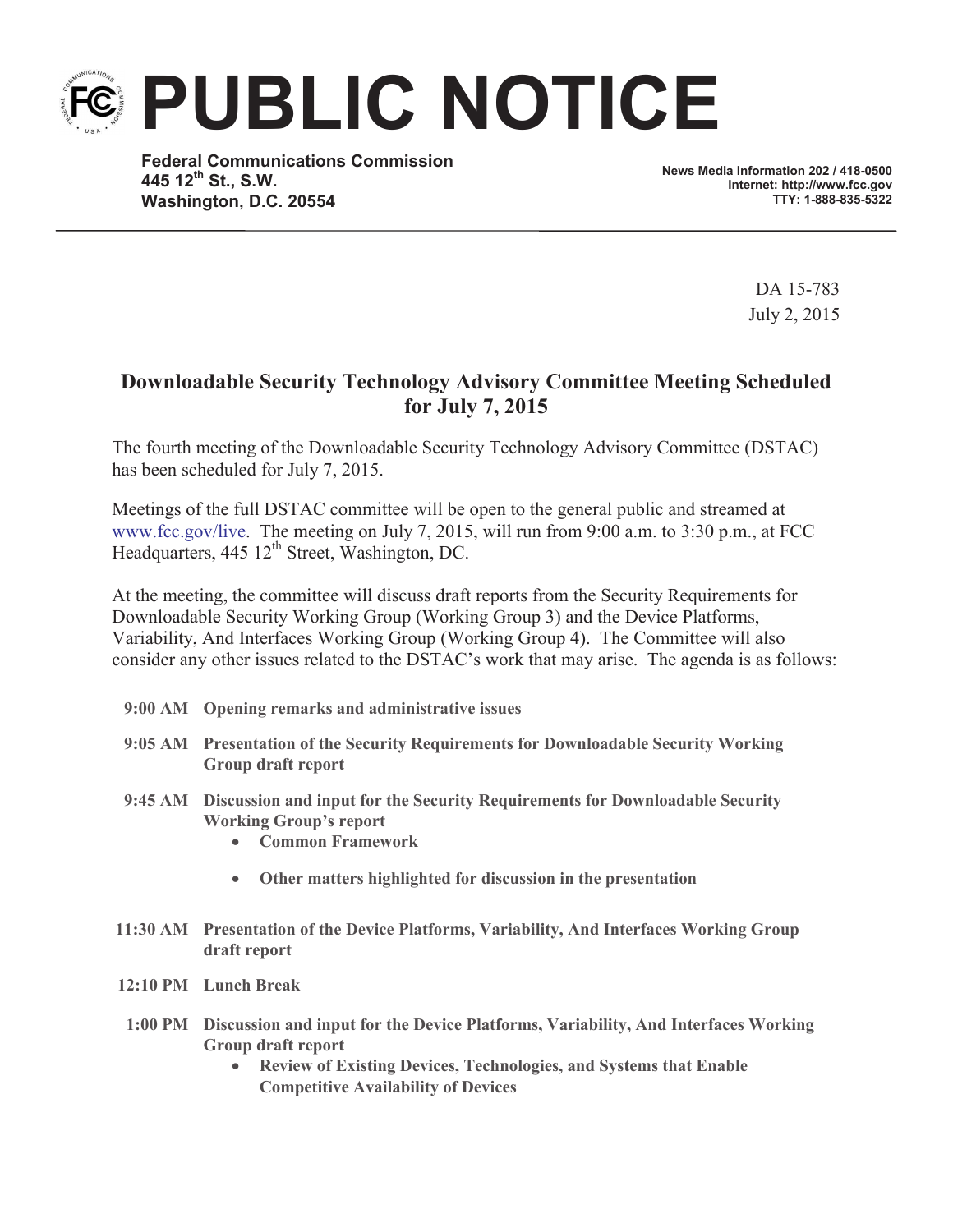# PUBLIC NOTICE

**Federal Communications Commission**
**445 12th St., S.W.**
**Washington, D.C. 20554**

**News Media Information 202 / 418-0500**
**Internet: http://www.fcc.gov**
**TTY: 1-888-835-5322**

DA 15-783
July 2, 2015

## Downloadable Security Technology Advisory Committee Meeting Scheduled for July 7, 2015

The fourth meeting of the Downloadable Security Technology Advisory Committee (DSTAC) has been scheduled for July 7, 2015.

Meetings of the full DSTAC committee will be open to the general public and streamed at www.fcc.gov/live. The meeting on July 7, 2015, will run from 9:00 a.m. to 3:30 p.m., at FCC Headquarters, 445 12th Street, Washington, DC.

At the meeting, the committee will discuss draft reports from the Security Requirements for Downloadable Security Working Group (Working Group 3) and the Device Platforms, Variability, And Interfaces Working Group (Working Group 4). The Committee will also consider any other issues related to the DSTAC's work that may arise. The agenda is as follows:

**9:00 AM** **Opening remarks and administrative issues**

**9:05 AM** **Presentation of the Security Requirements for Downloadable Security Working Group draft report**

**9:45 AM** **Discussion and input for the Security Requirements for Downloadable Security Working Group's report**

- **Common Framework**
- **Other matters highlighted for discussion in the presentation**

**11:30 AM** **Presentation of the Device Platforms, Variability, And Interfaces Working Group draft report**

**12:10 PM** **Lunch Break**

**1:00 PM** **Discussion and input for the Device Platforms, Variability, And Interfaces Working Group draft report**

- **Review of Existing Devices, Technologies, and Systems that Enable Competitive Availability of Devices**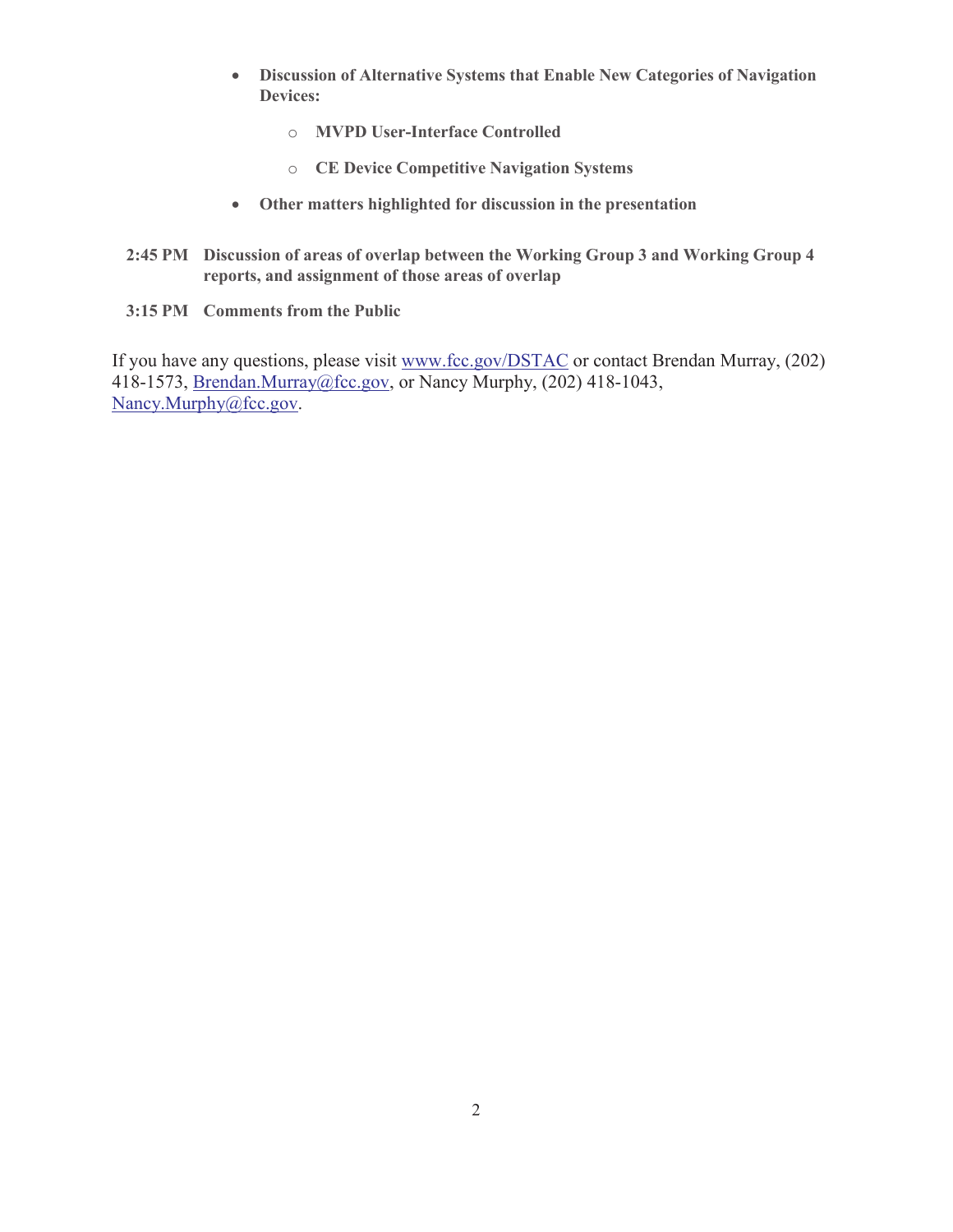- **Discussion of Alternative Systems that Enable New Categories of Navigation Devices:**
    - **MVPD User-Interface Controlled**
    - **CE Device Competitive Navigation Systems**
- **Other matters highlighted for discussion in the presentation**

**2:45 PM Discussion of areas of overlap between the Working Group 3 and Working Group 4 reports, and assignment of those areas of overlap**

**3:15 PM Comments from the Public**

If you have any questions, please visit www.fcc.gov/DSTAC or contact Brendan Murray, (202) 418-1573, Brendan.Murray@fcc.gov, or Nancy Murphy, (202) 418-1043, Nancy.Murphy@fcc.gov.